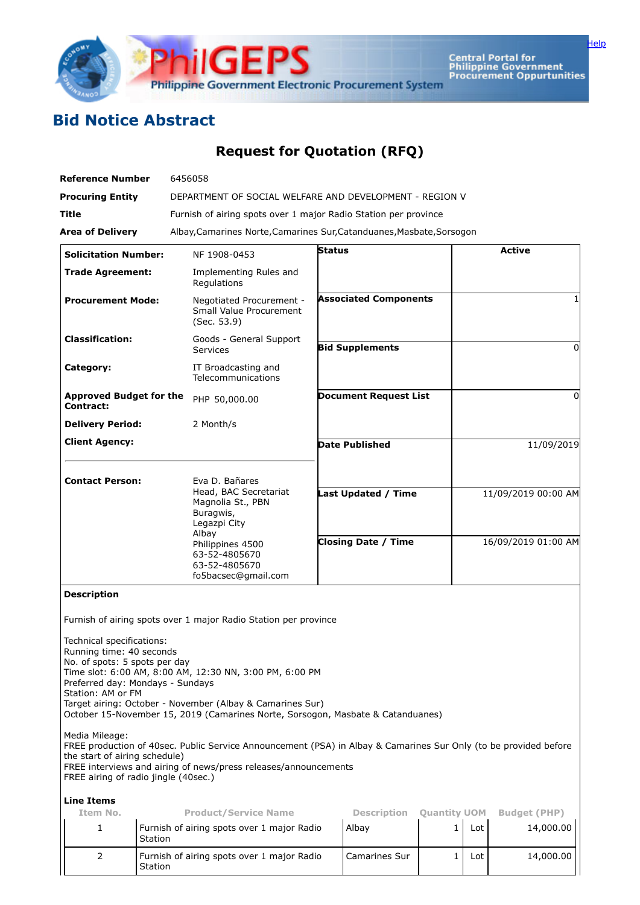Help

# Bid Notice Abstract

## Request for Quotation (RFQ)

| | |
|---|---|
| **Reference Number** | 6456058 |
| **Procuring Entity** | DEPARTMENT OF SOCIAL WELFARE AND DEVELOPMENT - REGION V |
| **Title** | Furnish of airing spots over 1 major Radio Station per province |
| **Area of Delivery** | Albay,Camarines Norte,Camarines Sur,Catanduanes,Masbate,Sorsogon |

| | | | |
|---|---|---|---|
| **Solicitation Number:** | NF 1908-0453 | **Status** | Active |
| **Trade Agreement:** | Implementing Rules and Regulations | | |
| **Procurement Mode:** | Negotiated Procurement - Small Value Procurement (Sec. 53.9) | **Associated Components** | 1 |
| **Classification:** | Goods - General Support Services | **Bid Supplements** | 0 |
| **Category:** | IT Broadcasting and Telecommunications | | |
| **Approved Budget for the Contract:** | PHP 50,000.00 | **Document Request List** | 0 |
| **Delivery Period:** | 2 Month/s | | |
| **Client Agency:** | | **Date Published** | 11/09/2019 |
| **Contact Person:** | Eva D. Bañares<br>Head, BAC Secretariat<br>Magnolia St., PBN<br>Buragwis,<br>Legazpi City<br>Albay<br>Philippines 4500<br>63-52-4805670<br>63-52-4805670<br>fo5bacsec@gmail.com | **Last Updated / Time** | 11/09/2019 00:00 AM |
| | | **Closing Date / Time** | 16/09/2019 01:00 AM |

**Description**

Furnish of airing spots over 1 major Radio Station per province

Technical specifications:
Running time: 40 seconds
No. of spots: 5 spots per day
Time slot: 6:00 AM, 8:00 AM, 12:30 NN, 3:00 PM, 6:00 PM
Preferred day: Mondays - Sundays
Station: AM or FM
Target airing: October - November (Albay & Camarines Sur)
October 15-November 15, 2019 (Camarines Norte, Sorsogon, Masbate & Catanduanes)

Media Mileage:
FREE production of 40sec. Public Service Announcement (PSA) in Albay & Camarines Sur Only (to be provided before the start of airing schedule)
FREE interviews and airing of news/press releases/announcements
FREE airing of radio jingle (40sec.)

**Line Items**

| Item No. | Product/Service Name | Description | Quantity | UOM | Budget (PHP) |
|---|---|---|---|---|---|
| 1 | Furnish of airing spots over 1 major Radio Station | Albay | 1 | Lot | 14,000.00 |
| 2 | Furnish of airing spots over 1 major Radio Station | Camarines Sur | 1 | Lot | 14,000.00 |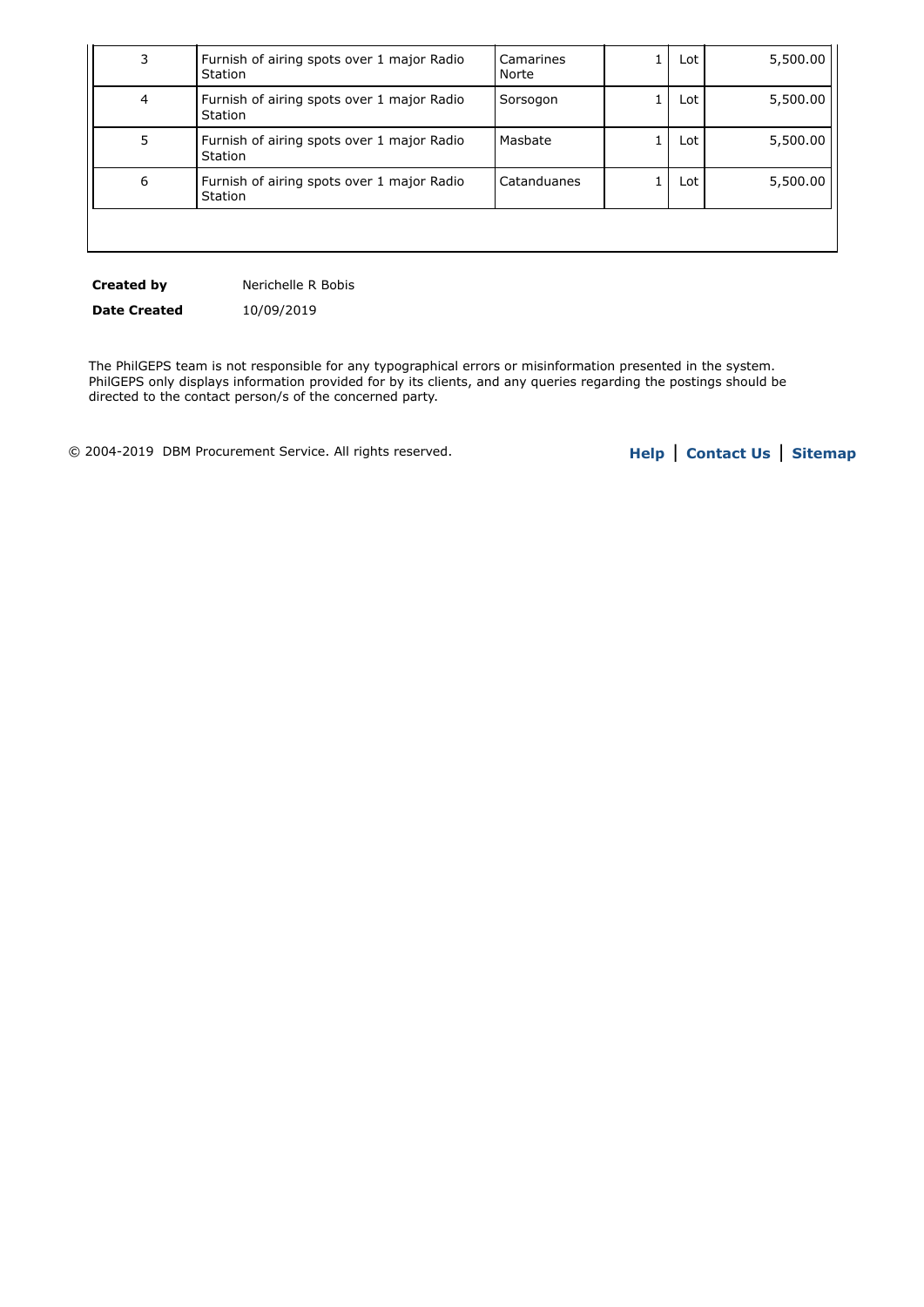| | | | | | |
|---|---|---|---|---|---|
| 3 | Furnish of airing spots over 1 major Radio Station | Camarines Norte | 1 | Lot | 5,500.00 |
| 4 | Furnish of airing spots over 1 major Radio Station | Sorsogon | 1 | Lot | 5,500.00 |
| 5 | Furnish of airing spots over 1 major Radio Station | Masbate | 1 | Lot | 5,500.00 |
| 6 | Furnish of airing spots over 1 major Radio Station | Catanduanes | 1 | Lot | 5,500.00 |

**Created by** Nerichelle R Bobis

**Date Created** 10/09/2019

The PhilGEPS team is not responsible for any typographical errors or misinformation presented in the system. PhilGEPS only displays information provided for by its clients, and any queries regarding the postings should be directed to the contact person/s of the concerned party.

© 2004-2019 DBM Procurement Service. All rights reserved.

**Help** | **Contact Us** | **Sitemap**